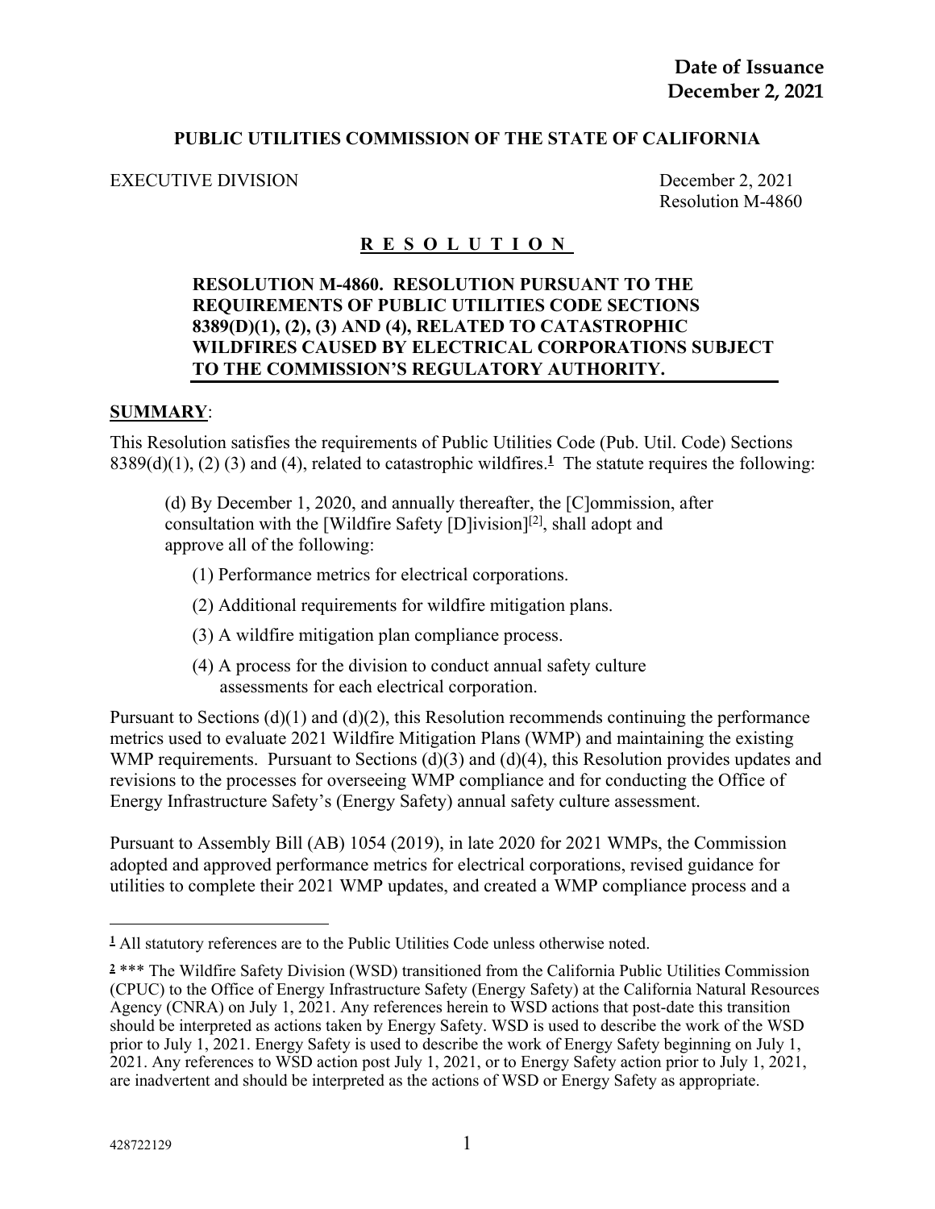**Date of Issuance**
**December 2, 2021**

**PUBLIC UTILITIES COMMISSION OF THE STATE OF CALIFORNIA**

EXECUTIVE DIVISION

December 2, 2021
Resolution M-4860

# R E S O L U T I O N

**RESOLUTION M-4860. RESOLUTION PURSUANT TO THE REQUIREMENTS OF PUBLIC UTILITIES CODE SECTIONS 8389(D)(1), (2), (3) AND (4), RELATED TO CATASTROPHIC WILDFIRES CAUSED BY ELECTRICAL CORPORATIONS SUBJECT TO THE COMMISSION'S REGULATORY AUTHORITY.**

## SUMMARY:

This Resolution satisfies the requirements of Public Utilities Code (Pub. Util. Code) Sections 8389(d)(1), (2) (3) and (4), related to catastrophic wildfires.[1] The statute requires the following:

> (d) By December 1, 2020, and annually thereafter, the [C]ommission, after consultation with the [Wildfire Safety [D]ivision][2], shall adopt and approve all of the following:
>
> (1) Performance metrics for electrical corporations.
>
> (2) Additional requirements for wildfire mitigation plans.
>
> (3) A wildfire mitigation plan compliance process.
>
> (4) A process for the division to conduct annual safety culture assessments for each electrical corporation.

Pursuant to Sections (d)(1) and (d)(2), this Resolution recommends continuing the performance metrics used to evaluate 2021 Wildfire Mitigation Plans (WMP) and maintaining the existing WMP requirements. Pursuant to Sections (d)(3) and (d)(4), this Resolution provides updates and revisions to the processes for overseeing WMP compliance and for conducting the Office of Energy Infrastructure Safety's (Energy Safety) annual safety culture assessment.

Pursuant to Assembly Bill (AB) 1054 (2019), in late 2020 for 2021 WMPs, the Commission adopted and approved performance metrics for electrical corporations, revised guidance for utilities to complete their 2021 WMP updates, and created a WMP compliance process and a

---

[1] All statutory references are to the Public Utilities Code unless otherwise noted.

[2] *** The Wildfire Safety Division (WSD) transitioned from the California Public Utilities Commission (CPUC) to the Office of Energy Infrastructure Safety (Energy Safety) at the California Natural Resources Agency (CNRA) on July 1, 2021. Any references herein to WSD actions that post-date this transition should be interpreted as actions taken by Energy Safety. WSD is used to describe the work of the WSD prior to July 1, 2021. Energy Safety is used to describe the work of Energy Safety beginning on July 1, 2021. Any references to WSD action post July 1, 2021, or to Energy Safety action prior to July 1, 2021, are inadvertent and should be interpreted as the actions of WSD or Energy Safety as appropriate.

428722129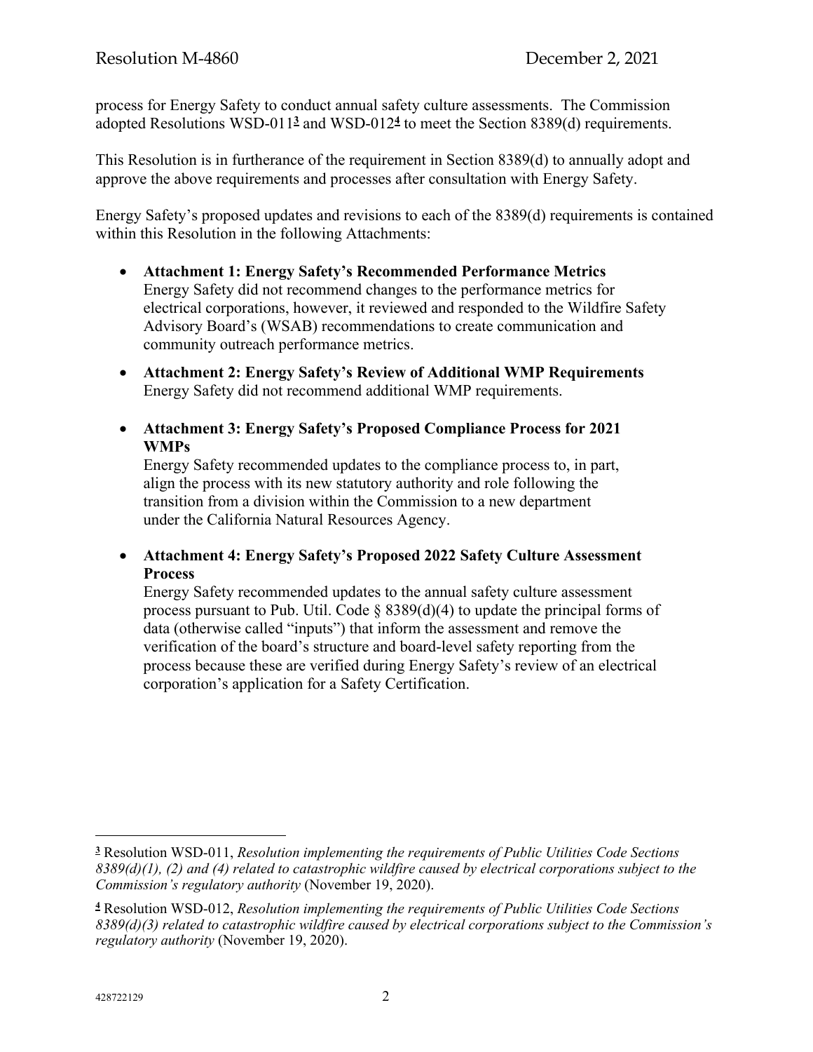process for Energy Safety to conduct annual safety culture assessments. The Commission adopted Resolutions WSD-011[3] and WSD-012[4] to meet the Section 8389(d) requirements.

This Resolution is in furtherance of the requirement in Section 8389(d) to annually adopt and approve the above requirements and processes after consultation with Energy Safety.

Energy Safety's proposed updates and revisions to each of the 8389(d) requirements is contained within this Resolution in the following Attachments:

- **Attachment 1: Energy Safety's Recommended Performance Metrics**
  Energy Safety did not recommend changes to the performance metrics for electrical corporations, however, it reviewed and responded to the Wildfire Safety Advisory Board's (WSAB) recommendations to create communication and community outreach performance metrics.

- **Attachment 2: Energy Safety's Review of Additional WMP Requirements**
  Energy Safety did not recommend additional WMP requirements.

- **Attachment 3: Energy Safety's Proposed Compliance Process for 2021 WMPs**
  Energy Safety recommended updates to the compliance process to, in part, align the process with its new statutory authority and role following the transition from a division within the Commission to a new department under the California Natural Resources Agency.

- **Attachment 4: Energy Safety's Proposed 2022 Safety Culture Assessment Process**
  Energy Safety recommended updates to the annual safety culture assessment process pursuant to Pub. Util. Code § 8389(d)(4) to update the principal forms of data (otherwise called "inputs") that inform the assessment and remove the verification of the board's structure and board-level safety reporting from the process because these are verified during Energy Safety's review of an electrical corporation's application for a Safety Certification.

---

[3] Resolution WSD-011, *Resolution implementing the requirements of Public Utilities Code Sections 8389(d)(1), (2) and (4) related to catastrophic wildfire caused by electrical corporations subject to the Commission's regulatory authority* (November 19, 2020).

[4] Resolution WSD-012, *Resolution implementing the requirements of Public Utilities Code Sections 8389(d)(3) related to catastrophic wildfire caused by electrical corporations subject to the Commission's regulatory authority* (November 19, 2020).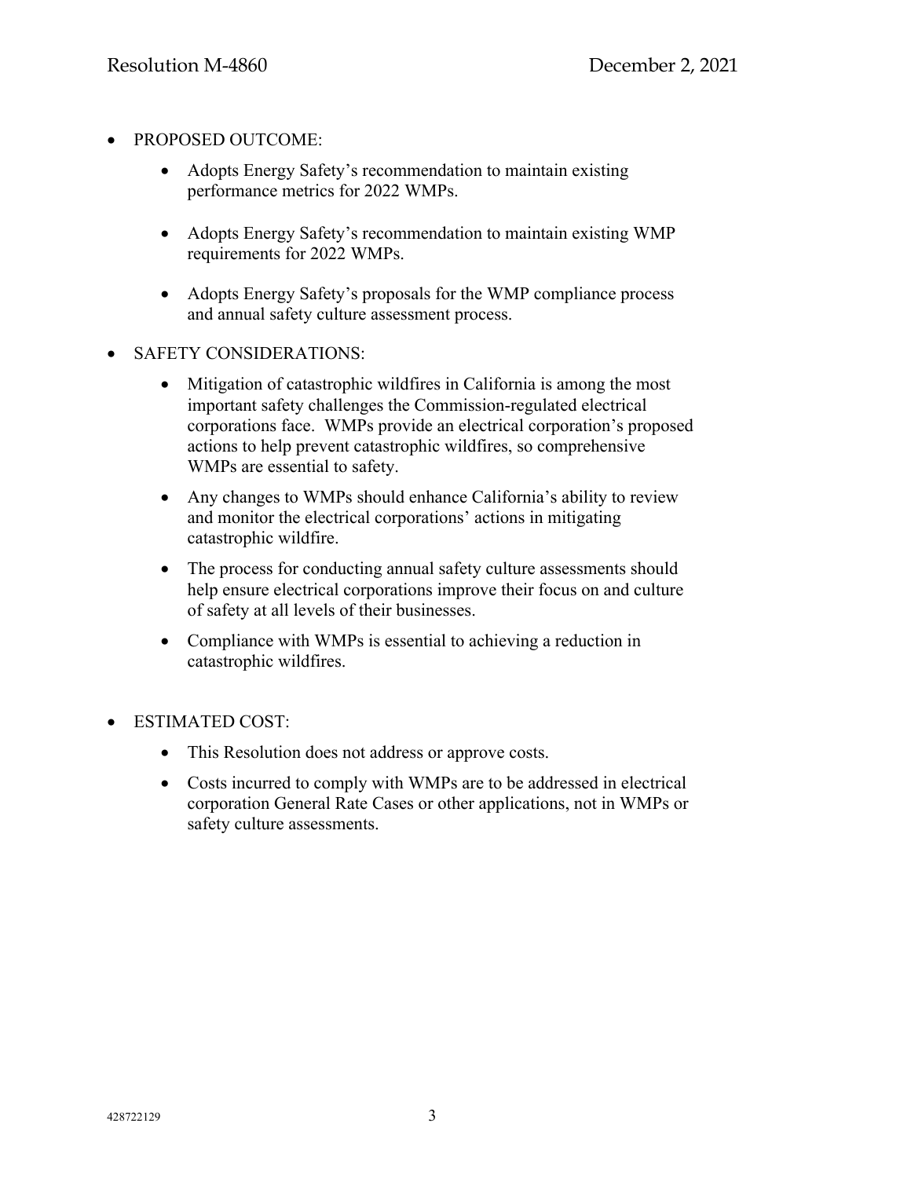- PROPOSED OUTCOME:
    - Adopts Energy Safety's recommendation to maintain existing performance metrics for 2022 WMPs.
    - Adopts Energy Safety's recommendation to maintain existing WMP requirements for 2022 WMPs.
    - Adopts Energy Safety's proposals for the WMP compliance process and annual safety culture assessment process.
- SAFETY CONSIDERATIONS:
    - Mitigation of catastrophic wildfires in California is among the most important safety challenges the Commission-regulated electrical corporations face. WMPs provide an electrical corporation's proposed actions to help prevent catastrophic wildfires, so comprehensive WMPs are essential to safety.
    - Any changes to WMPs should enhance California's ability to review and monitor the electrical corporations' actions in mitigating catastrophic wildfire.
    - The process for conducting annual safety culture assessments should help ensure electrical corporations improve their focus on and culture of safety at all levels of their businesses.
    - Compliance with WMPs is essential to achieving a reduction in catastrophic wildfires.
- ESTIMATED COST:
    - This Resolution does not address or approve costs.
    - Costs incurred to comply with WMPs are to be addressed in electrical corporation General Rate Cases or other applications, not in WMPs or safety culture assessments.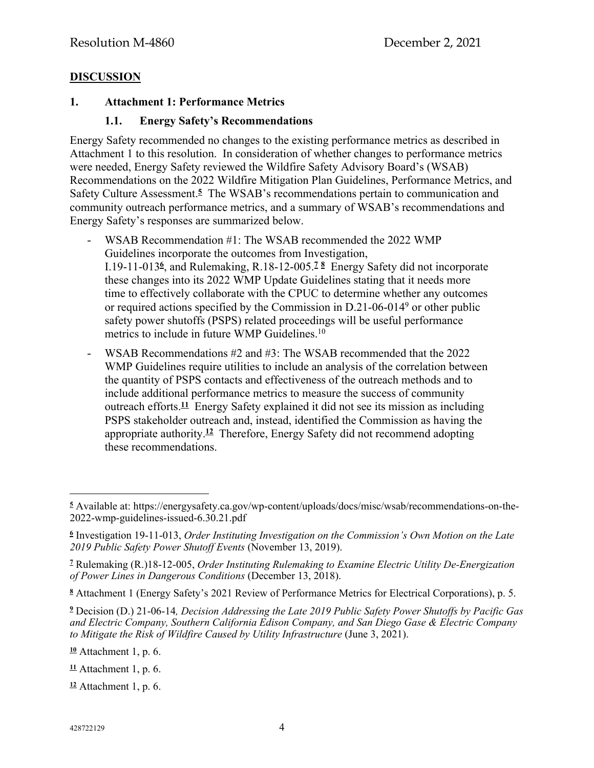## DISCUSSION

### 1. Attachment 1: Performance Metrics

#### 1.1. Energy Safety's Recommendations

Energy Safety recommended no changes to the existing performance metrics as described in Attachment 1 to this resolution. In consideration of whether changes to performance metrics were needed, Energy Safety reviewed the Wildfire Safety Advisory Board's (WSAB) Recommendations on the 2022 Wildfire Mitigation Plan Guidelines, Performance Metrics, and Safety Culture Assessment.[5] The WSAB's recommendations pertain to communication and community outreach performance metrics, and a summary of WSAB's recommendations and Energy Safety's responses are summarized below.

- WSAB Recommendation #1: The WSAB recommended the 2022 WMP Guidelines incorporate the outcomes from Investigation, I.19-11-013[6], and Rulemaking, R.18-12-005.[7] [8] Energy Safety did not incorporate these changes into its 2022 WMP Update Guidelines stating that it needs more time to effectively collaborate with the CPUC to determine whether any outcomes or required actions specified by the Commission in D.21-06-014[9] or other public safety power shutoffs (PSPS) related proceedings will be useful performance metrics to include in future WMP Guidelines.[10]
- WSAB Recommendations #2 and #3: The WSAB recommended that the 2022 WMP Guidelines require utilities to include an analysis of the correlation between the quantity of PSPS contacts and effectiveness of the outreach methods and to include additional performance metrics to measure the success of community outreach efforts.[11] Energy Safety explained it did not see its mission as including PSPS stakeholder outreach and, instead, identified the Commission as having the appropriate authority.[12] Therefore, Energy Safety did not recommend adopting these recommendations.

---

[5] Available at: https://energysafety.ca.gov/wp-content/uploads/docs/misc/wsab/recommendations-on-the-2022-wmp-guidelines-issued-6.30.21.pdf

[6] Investigation 19-11-013, *Order Instituting Investigation on the Commission's Own Motion on the Late 2019 Public Safety Power Shutoff Events* (November 13, 2019).

[7] Rulemaking (R.)18-12-005, *Order Instituting Rulemaking to Examine Electric Utility De-Energization of Power Lines in Dangerous Conditions* (December 13, 2018).

[8] Attachment 1 (Energy Safety's 2021 Review of Performance Metrics for Electrical Corporations), p. 5.

[9] Decision (D.) 21-06-14*, Decision Addressing the Late 2019 Public Safety Power Shutoffs by Pacific Gas and Electric Company, Southern California Edison Company, and San Diego Gase & Electric Company to Mitigate the Risk of Wildfire Caused by Utility Infrastructure* (June 3, 2021).

[10] Attachment 1, p. 6.

[11] Attachment 1, p. 6.

[12] Attachment 1, p. 6.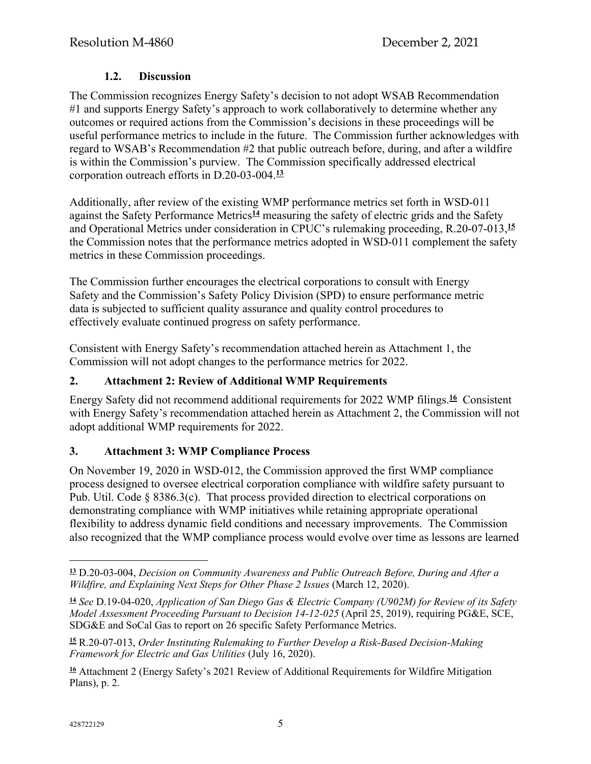### 1.2. Discussion

The Commission recognizes Energy Safety's decision to not adopt WSAB Recommendation #1 and supports Energy Safety's approach to work collaboratively to determine whether any outcomes or required actions from the Commission's decisions in these proceedings will be useful performance metrics to include in the future. The Commission further acknowledges with regard to WSAB's Recommendation #2 that public outreach before, during, and after a wildfire is within the Commission's purview. The Commission specifically addressed electrical corporation outreach efforts in D.20-03-004.[13]

Additionally, after review of the existing WMP performance metrics set forth in WSD-011 against the Safety Performance Metrics[14] measuring the safety of electric grids and the Safety and Operational Metrics under consideration in CPUC's rulemaking proceeding, R.20-07-013,[15] the Commission notes that the performance metrics adopted in WSD-011 complement the safety metrics in these Commission proceedings.

The Commission further encourages the electrical corporations to consult with Energy Safety and the Commission's Safety Policy Division (SPD) to ensure performance metric data is subjected to sufficient quality assurance and quality control procedures to effectively evaluate continued progress on safety performance.

Consistent with Energy Safety's recommendation attached herein as Attachment 1, the Commission will not adopt changes to the performance metrics for 2022.

## 2. Attachment 2: Review of Additional WMP Requirements

Energy Safety did not recommend additional requirements for 2022 WMP filings.[16] Consistent with Energy Safety's recommendation attached herein as Attachment 2, the Commission will not adopt additional WMP requirements for 2022.

## 3. Attachment 3: WMP Compliance Process

On November 19, 2020 in WSD-012, the Commission approved the first WMP compliance process designed to oversee electrical corporation compliance with wildfire safety pursuant to Pub. Util. Code § 8386.3(c). That process provided direction to electrical corporations on demonstrating compliance with WMP initiatives while retaining appropriate operational flexibility to address dynamic field conditions and necessary improvements. The Commission also recognized that the WMP compliance process would evolve over time as lessons are learned

---

[13] D.20-03-004, *Decision on Community Awareness and Public Outreach Before, During and After a Wildfire, and Explaining Next Steps for Other Phase 2 Issues* (March 12, 2020).

[14] *See* D.19-04-020, *Application of San Diego Gas & Electric Company (U902M) for Review of its Safety Model Assessment Proceeding Pursuant to Decision 14-12-025* (April 25, 2019), requiring PG&E, SCE, SDG&E and SoCal Gas to report on 26 specific Safety Performance Metrics.

[15] R.20-07-013, *Order Instituting Rulemaking to Further Develop a Risk-Based Decision-Making Framework for Electric and Gas Utilities* (July 16, 2020).

[16] Attachment 2 (Energy Safety's 2021 Review of Additional Requirements for Wildfire Mitigation Plans), p. 2.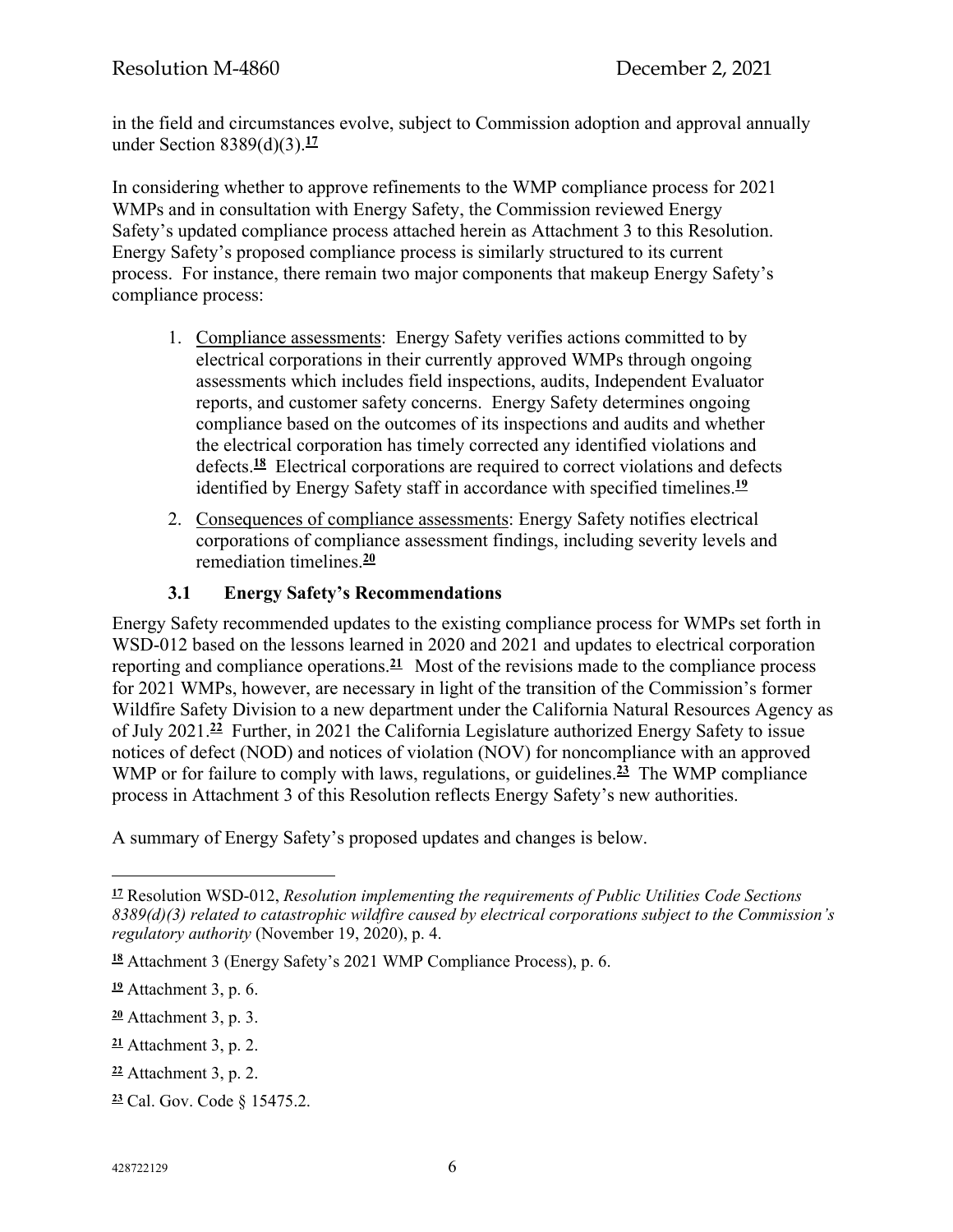in the field and circumstances evolve, subject to Commission adoption and approval annually under Section 8389(d)(3).[17]

In considering whether to approve refinements to the WMP compliance process for 2021 WMPs and in consultation with Energy Safety, the Commission reviewed Energy Safety's updated compliance process attached herein as Attachment 3 to this Resolution. Energy Safety's proposed compliance process is similarly structured to its current process. For instance, there remain two major components that makeup Energy Safety's compliance process:

1. Compliance assessments: Energy Safety verifies actions committed to by electrical corporations in their currently approved WMPs through ongoing assessments which includes field inspections, audits, Independent Evaluator reports, and customer safety concerns. Energy Safety determines ongoing compliance based on the outcomes of its inspections and audits and whether the electrical corporation has timely corrected any identified violations and defects.[18] Electrical corporations are required to correct violations and defects identified by Energy Safety staff in accordance with specified timelines.[19]
2. Consequences of compliance assessments: Energy Safety notifies electrical corporations of compliance assessment findings, including severity levels and remediation timelines.[20]

### 3.1 Energy Safety's Recommendations

Energy Safety recommended updates to the existing compliance process for WMPs set forth in WSD-012 based on the lessons learned in 2020 and 2021 and updates to electrical corporation reporting and compliance operations.[21] Most of the revisions made to the compliance process for 2021 WMPs, however, are necessary in light of the transition of the Commission's former Wildfire Safety Division to a new department under the California Natural Resources Agency as of July 2021.[22] Further, in 2021 the California Legislature authorized Energy Safety to issue notices of defect (NOD) and notices of violation (NOV) for noncompliance with an approved WMP or for failure to comply with laws, regulations, or guidelines.[23] The WMP compliance process in Attachment 3 of this Resolution reflects Energy Safety's new authorities.

A summary of Energy Safety's proposed updates and changes is below.

---

[17] Resolution WSD-012, *Resolution implementing the requirements of Public Utilities Code Sections 8389(d)(3) related to catastrophic wildfire caused by electrical corporations subject to the Commission's regulatory authority* (November 19, 2020), p. 4.

[18] Attachment 3 (Energy Safety's 2021 WMP Compliance Process), p. 6.

[19] Attachment 3, p. 6.

[20] Attachment 3, p. 3.

[21] Attachment 3, p. 2.

[22] Attachment 3, p. 2.

[23] Cal. Gov. Code § 15475.2.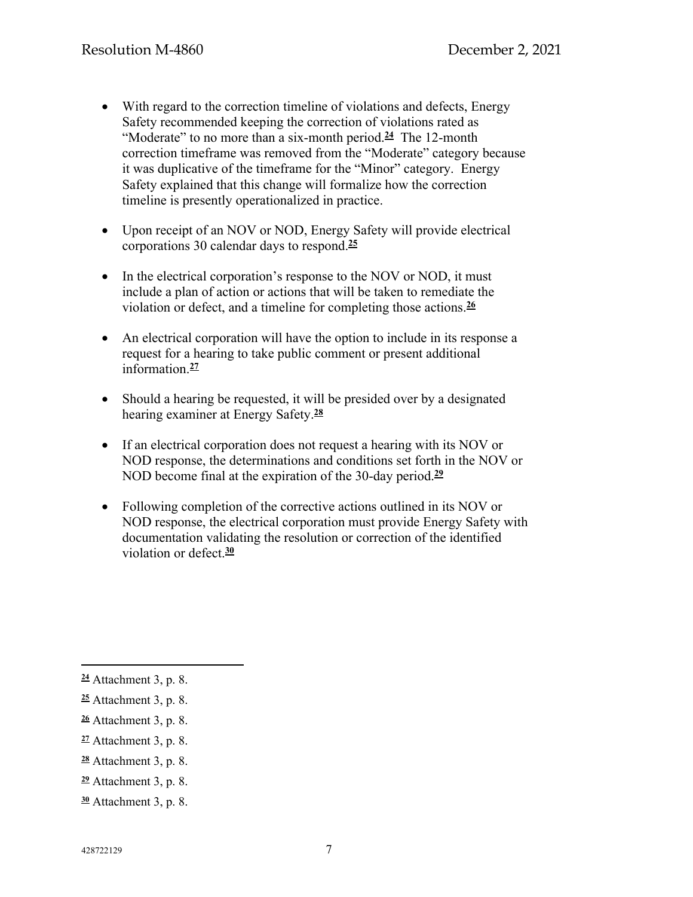- With regard to the correction timeline of violations and defects, Energy Safety recommended keeping the correction of violations rated as "Moderate" to no more than a six-month period.[24] The 12-month correction timeframe was removed from the "Moderate" category because it was duplicative of the timeframe for the "Minor" category. Energy Safety explained that this change will formalize how the correction timeline is presently operationalized in practice.

- Upon receipt of an NOV or NOD, Energy Safety will provide electrical corporations 30 calendar days to respond.[25]

- In the electrical corporation's response to the NOV or NOD, it must include a plan of action or actions that will be taken to remediate the violation or defect, and a timeline for completing those actions.[26]

- An electrical corporation will have the option to include in its response a request for a hearing to take public comment or present additional information.[27]

- Should a hearing be requested, it will be presided over by a designated hearing examiner at Energy Safety.[28]

- If an electrical corporation does not request a hearing with its NOV or NOD response, the determinations and conditions set forth in the NOV or NOD become final at the expiration of the 30-day period.[29]

- Following completion of the corrective actions outlined in its NOV or NOD response, the electrical corporation must provide Energy Safety with documentation validating the resolution or correction of the identified violation or defect.[30]

---

[24] Attachment 3, p. 8.

[25] Attachment 3, p. 8.

[26] Attachment 3, p. 8.

[27] Attachment 3, p. 8.

[28] Attachment 3, p. 8.

[29] Attachment 3, p. 8.

[30] Attachment 3, p. 8.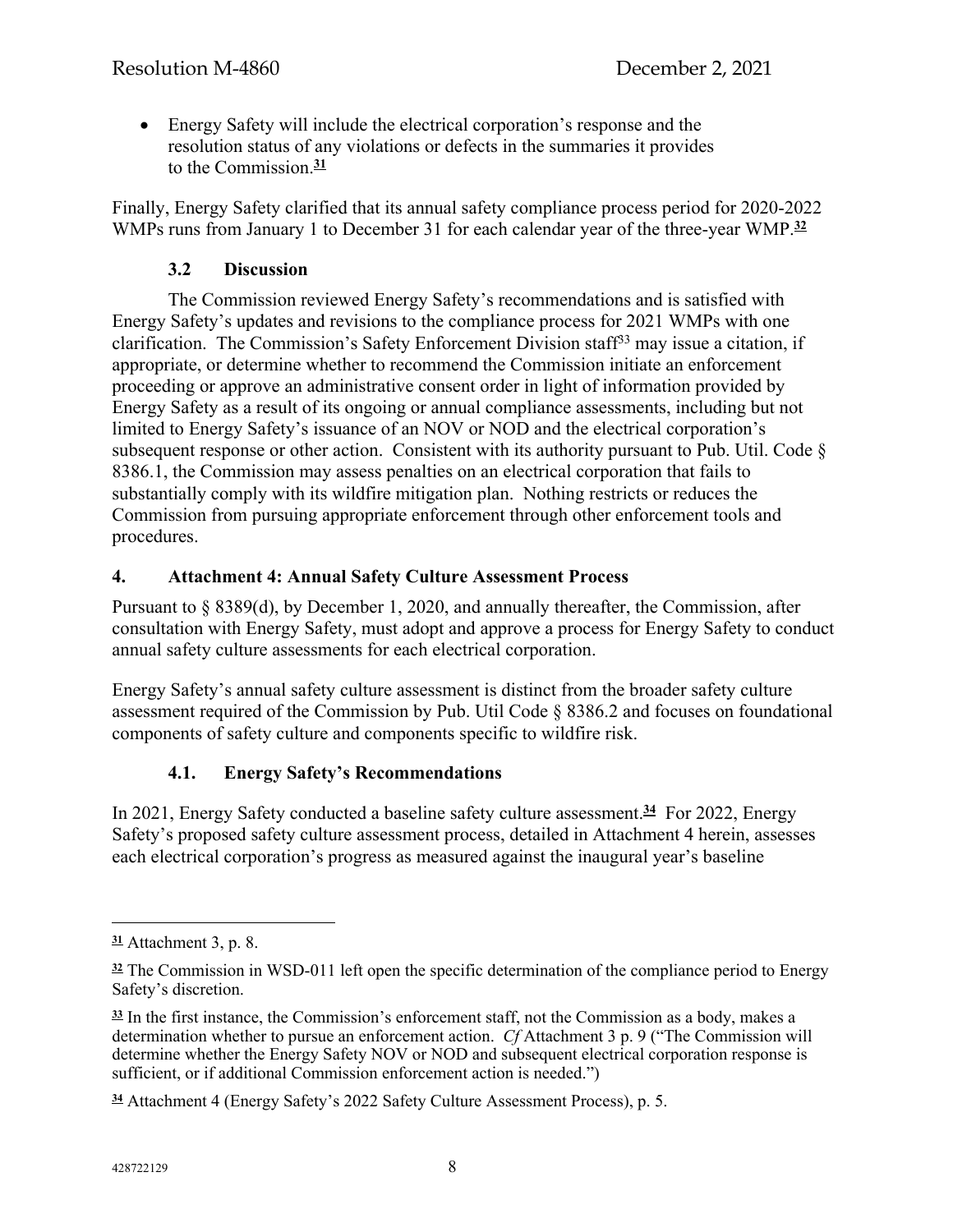- Energy Safety will include the electrical corporation's response and the resolution status of any violations or defects in the summaries it provides to the Commission.[31]

Finally, Energy Safety clarified that its annual safety compliance process period for 2020-2022 WMPs runs from January 1 to December 31 for each calendar year of the three-year WMP.[32]

### 3.2 Discussion

The Commission reviewed Energy Safety's recommendations and is satisfied with Energy Safety's updates and revisions to the compliance process for 2021 WMPs with one clarification. The Commission's Safety Enforcement Division staff[33] may issue a citation, if appropriate, or determine whether to recommend the Commission initiate an enforcement proceeding or approve an administrative consent order in light of information provided by Energy Safety as a result of its ongoing or annual compliance assessments, including but not limited to Energy Safety's issuance of an NOV or NOD and the electrical corporation's subsequent response or other action. Consistent with its authority pursuant to Pub. Util. Code § 8386.1, the Commission may assess penalties on an electrical corporation that fails to substantially comply with its wildfire mitigation plan. Nothing restricts or reduces the Commission from pursuing appropriate enforcement through other enforcement tools and procedures.

## 4. Attachment 4: Annual Safety Culture Assessment Process

Pursuant to § 8389(d), by December 1, 2020, and annually thereafter, the Commission, after consultation with Energy Safety, must adopt and approve a process for Energy Safety to conduct annual safety culture assessments for each electrical corporation.

Energy Safety's annual safety culture assessment is distinct from the broader safety culture assessment required of the Commission by Pub. Util Code § 8386.2 and focuses on foundational components of safety culture and components specific to wildfire risk.

### 4.1. Energy Safety's Recommendations

In 2021, Energy Safety conducted a baseline safety culture assessment.[34] For 2022, Energy Safety's proposed safety culture assessment process, detailed in Attachment 4 herein, assesses each electrical corporation's progress as measured against the inaugural year's baseline

---

[31] Attachment 3, p. 8.

[32] The Commission in WSD-011 left open the specific determination of the compliance period to Energy Safety's discretion.

[33] In the first instance, the Commission's enforcement staff, not the Commission as a body, makes a determination whether to pursue an enforcement action. *Cf* Attachment 3 p. 9 ("The Commission will determine whether the Energy Safety NOV or NOD and subsequent electrical corporation response is sufficient, or if additional Commission enforcement action is needed.")

[34] Attachment 4 (Energy Safety's 2022 Safety Culture Assessment Process), p. 5.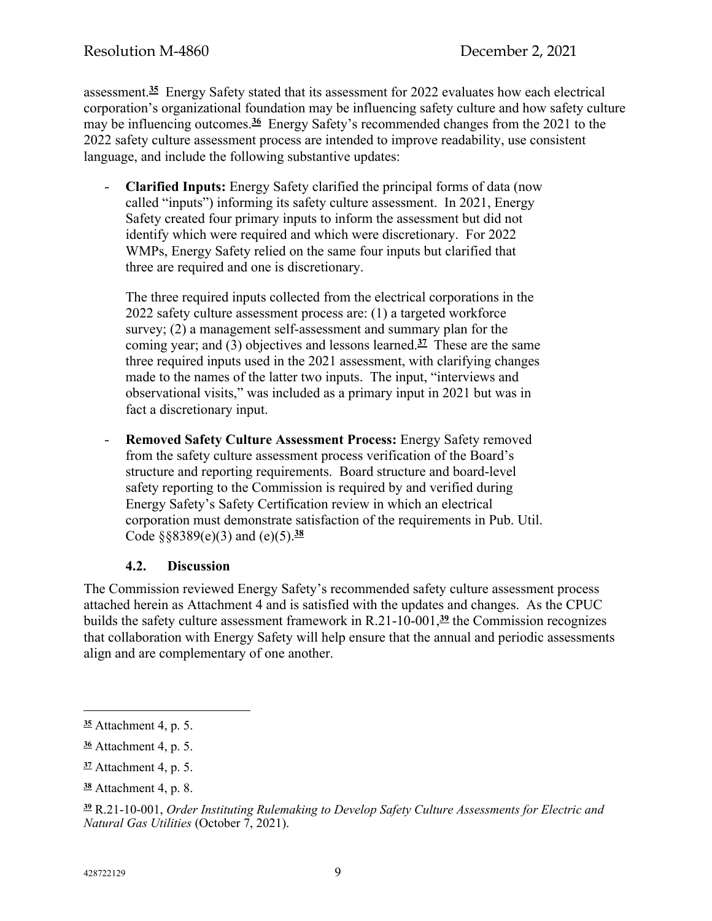assessment.[35] Energy Safety stated that its assessment for 2022 evaluates how each electrical corporation's organizational foundation may be influencing safety culture and how safety culture may be influencing outcomes.[36] Energy Safety's recommended changes from the 2021 to the 2022 safety culture assessment process are intended to improve readability, use consistent language, and include the following substantive updates:

- **Clarified Inputs:** Energy Safety clarified the principal forms of data (now called "inputs") informing its safety culture assessment. In 2021, Energy Safety created four primary inputs to inform the assessment but did not identify which were required and which were discretionary. For 2022 WMPs, Energy Safety relied on the same four inputs but clarified that three are required and one is discretionary.

  The three required inputs collected from the electrical corporations in the 2022 safety culture assessment process are: (1) a targeted workforce survey; (2) a management self-assessment and summary plan for the coming year; and (3) objectives and lessons learned.[37] These are the same three required inputs used in the 2021 assessment, with clarifying changes made to the names of the latter two inputs. The input, "interviews and observational visits," was included as a primary input in 2021 but was in fact a discretionary input.

- **Removed Safety Culture Assessment Process:** Energy Safety removed from the safety culture assessment process verification of the Board's structure and reporting requirements. Board structure and board-level safety reporting to the Commission is required by and verified during Energy Safety's Safety Certification review in which an electrical corporation must demonstrate satisfaction of the requirements in Pub. Util. Code §§8389(e)(3) and (e)(5).[38]

### 4.2. Discussion

The Commission reviewed Energy Safety's recommended safety culture assessment process attached herein as Attachment 4 and is satisfied with the updates and changes. As the CPUC builds the safety culture assessment framework in R.21-10-001,[39] the Commission recognizes that collaboration with Energy Safety will help ensure that the annual and periodic assessments align and are complementary of one another.

---

[35] Attachment 4, p. 5.

[36] Attachment 4, p. 5.

[37] Attachment 4, p. 5.

[38] Attachment 4, p. 8.

[39] R.21-10-001, *Order Instituting Rulemaking to Develop Safety Culture Assessments for Electric and Natural Gas Utilities* (October 7, 2021).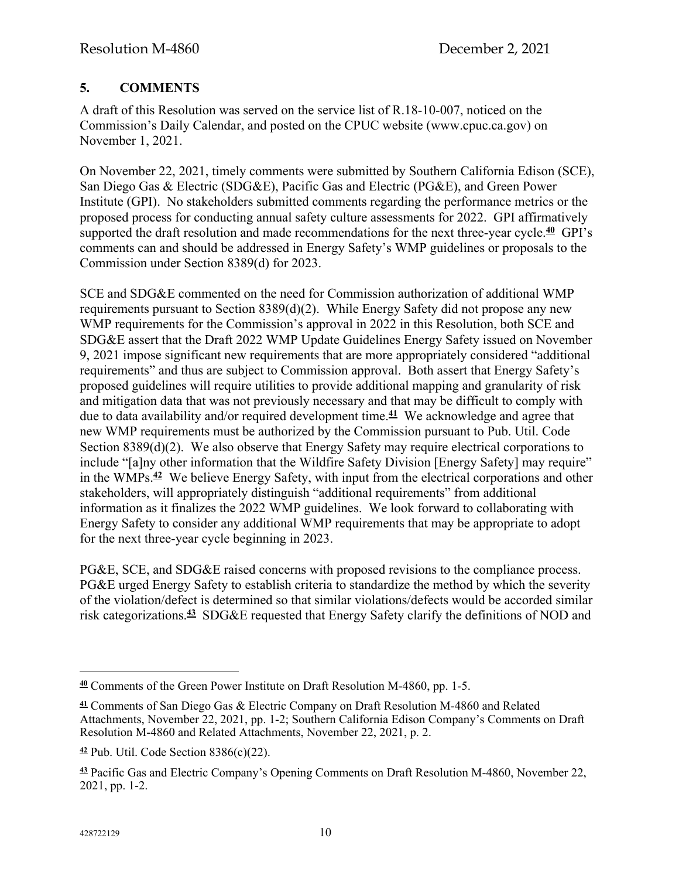## 5. COMMENTS

A draft of this Resolution was served on the service list of R.18-10-007, noticed on the Commission's Daily Calendar, and posted on the CPUC website (www.cpuc.ca.gov) on November 1, 2021.

On November 22, 2021, timely comments were submitted by Southern California Edison (SCE), San Diego Gas & Electric (SDG&E), Pacific Gas and Electric (PG&E), and Green Power Institute (GPI). No stakeholders submitted comments regarding the performance metrics or the proposed process for conducting annual safety culture assessments for 2022. GPI affirmatively supported the draft resolution and made recommendations for the next three-year cycle.[40] GPI's comments can and should be addressed in Energy Safety's WMP guidelines or proposals to the Commission under Section 8389(d) for 2023.

SCE and SDG&E commented on the need for Commission authorization of additional WMP requirements pursuant to Section 8389(d)(2). While Energy Safety did not propose any new WMP requirements for the Commission's approval in 2022 in this Resolution, both SCE and SDG&E assert that the Draft 2022 WMP Update Guidelines Energy Safety issued on November 9, 2021 impose significant new requirements that are more appropriately considered "additional requirements" and thus are subject to Commission approval. Both assert that Energy Safety's proposed guidelines will require utilities to provide additional mapping and granularity of risk and mitigation data that was not previously necessary and that may be difficult to comply with due to data availability and/or required development time.[41] We acknowledge and agree that new WMP requirements must be authorized by the Commission pursuant to Pub. Util. Code Section 8389(d)(2). We also observe that Energy Safety may require electrical corporations to include "[a]ny other information that the Wildfire Safety Division [Energy Safety] may require" in the WMPs.[42] We believe Energy Safety, with input from the electrical corporations and other stakeholders, will appropriately distinguish "additional requirements" from additional information as it finalizes the 2022 WMP guidelines. We look forward to collaborating with Energy Safety to consider any additional WMP requirements that may be appropriate to adopt for the next three-year cycle beginning in 2023.

PG&E, SCE, and SDG&E raised concerns with proposed revisions to the compliance process. PG&E urged Energy Safety to establish criteria to standardize the method by which the severity of the violation/defect is determined so that similar violations/defects would be accorded similar risk categorizations.[43] SDG&E requested that Energy Safety clarify the definitions of NOD and

---

[40] Comments of the Green Power Institute on Draft Resolution M-4860, pp. 1-5.

[41] Comments of San Diego Gas & Electric Company on Draft Resolution M-4860 and Related Attachments, November 22, 2021, pp. 1-2; Southern California Edison Company's Comments on Draft Resolution M-4860 and Related Attachments, November 22, 2021, p. 2.

[42] Pub. Util. Code Section 8386(c)(22).

[43] Pacific Gas and Electric Company's Opening Comments on Draft Resolution M-4860, November 22, 2021, pp. 1-2.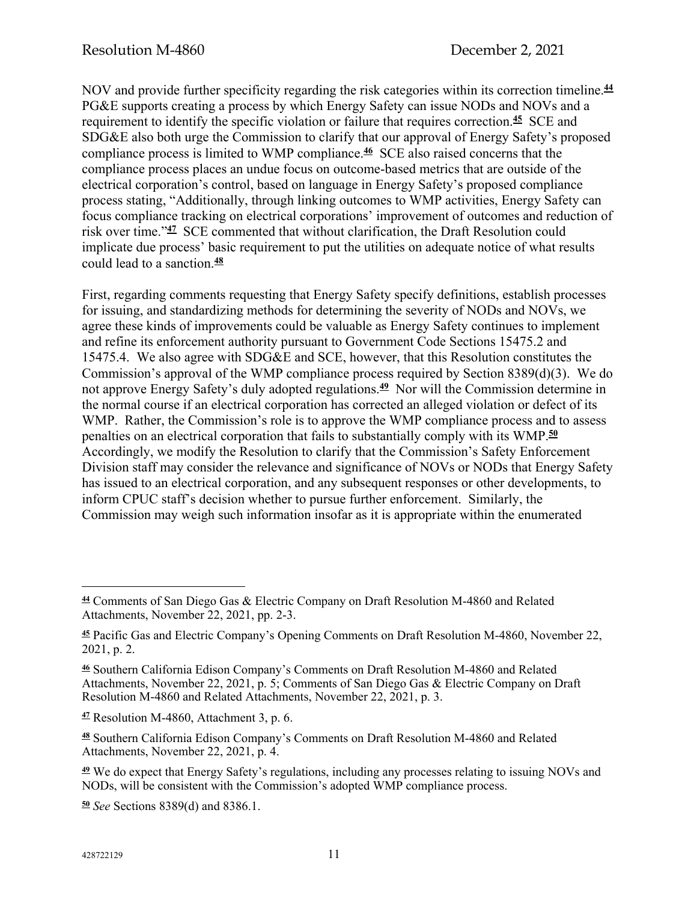NOV and provide further specificity regarding the risk categories within its correction timeline.[44] PG&E supports creating a process by which Energy Safety can issue NODs and NOVs and a requirement to identify the specific violation or failure that requires correction.[45] SCE and SDG&E also both urge the Commission to clarify that our approval of Energy Safety's proposed compliance process is limited to WMP compliance.[46] SCE also raised concerns that the compliance process places an undue focus on outcome-based metrics that are outside of the electrical corporation's control, based on language in Energy Safety's proposed compliance process stating, "Additionally, through linking outcomes to WMP activities, Energy Safety can focus compliance tracking on electrical corporations' improvement of outcomes and reduction of risk over time."[47] SCE commented that without clarification, the Draft Resolution could implicate due process' basic requirement to put the utilities on adequate notice of what results could lead to a sanction.[48]

First, regarding comments requesting that Energy Safety specify definitions, establish processes for issuing, and standardizing methods for determining the severity of NODs and NOVs, we agree these kinds of improvements could be valuable as Energy Safety continues to implement and refine its enforcement authority pursuant to Government Code Sections 15475.2 and 15475.4. We also agree with SDG&E and SCE, however, that this Resolution constitutes the Commission's approval of the WMP compliance process required by Section 8389(d)(3). We do not approve Energy Safety's duly adopted regulations.[49] Nor will the Commission determine in the normal course if an electrical corporation has corrected an alleged violation or defect of its WMP. Rather, the Commission's role is to approve the WMP compliance process and to assess penalties on an electrical corporation that fails to substantially comply with its WMP.[50] Accordingly, we modify the Resolution to clarify that the Commission's Safety Enforcement Division staff may consider the relevance and significance of NOVs or NODs that Energy Safety has issued to an electrical corporation, and any subsequent responses or other developments, to inform CPUC staff's decision whether to pursue further enforcement. Similarly, the Commission may weigh such information insofar as it is appropriate within the enumerated

---

[44] Comments of San Diego Gas & Electric Company on Draft Resolution M-4860 and Related Attachments, November 22, 2021, pp. 2-3.

[45] Pacific Gas and Electric Company's Opening Comments on Draft Resolution M-4860, November 22, 2021, p. 2.

[46] Southern California Edison Company's Comments on Draft Resolution M-4860 and Related Attachments, November 22, 2021, p. 5; Comments of San Diego Gas & Electric Company on Draft Resolution M-4860 and Related Attachments, November 22, 2021, p. 3.

[47] Resolution M-4860, Attachment 3, p. 6.

[48] Southern California Edison Company's Comments on Draft Resolution M-4860 and Related Attachments, November 22, 2021, p. 4.

[49] We do expect that Energy Safety's regulations, including any processes relating to issuing NOVs and NODs, will be consistent with the Commission's adopted WMP compliance process.

[50] *See* Sections 8389(d) and 8386.1.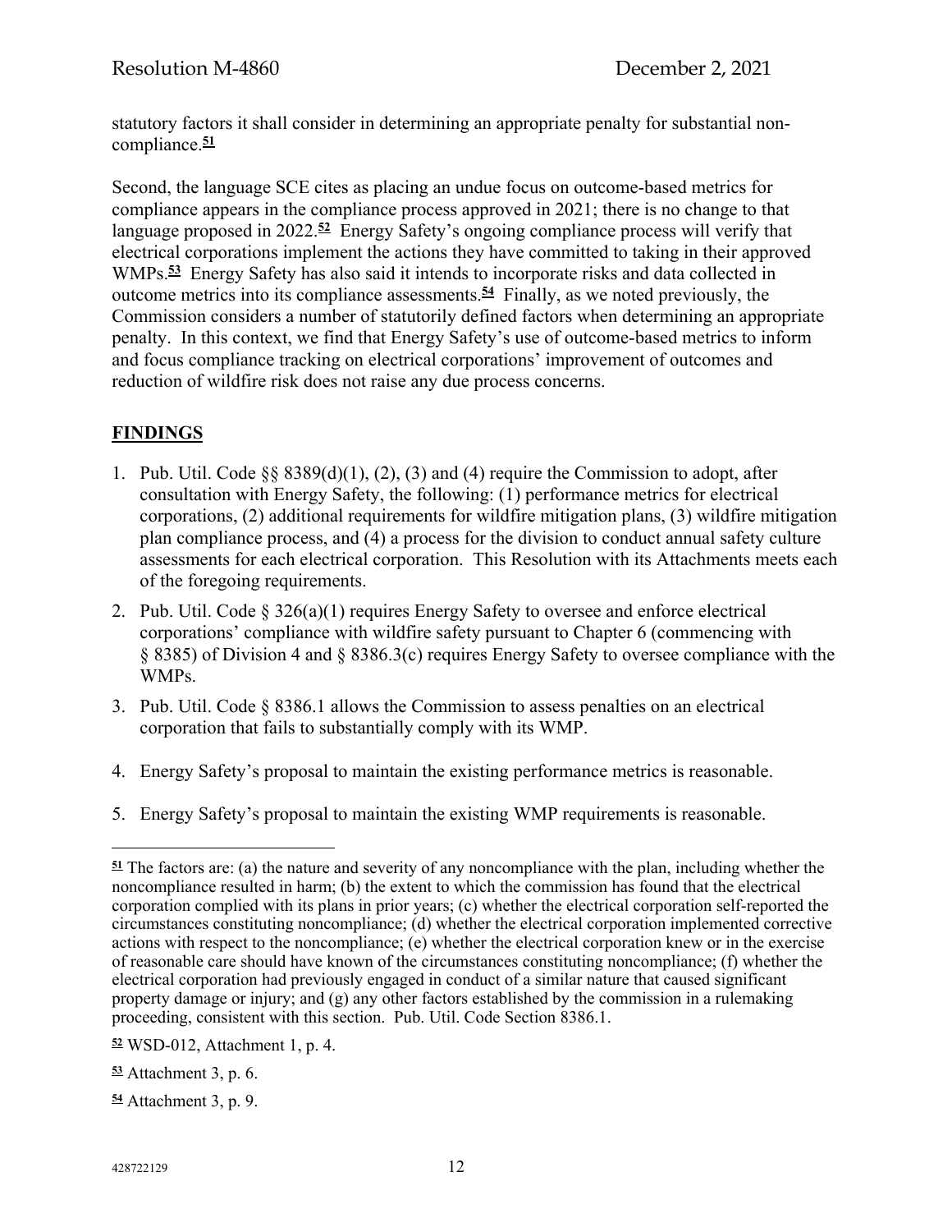statutory factors it shall consider in determining an appropriate penalty for substantial non-compliance.[51]

Second, the language SCE cites as placing an undue focus on outcome-based metrics for compliance appears in the compliance process approved in 2021; there is no change to that language proposed in 2022.[52] Energy Safety's ongoing compliance process will verify that electrical corporations implement the actions they have committed to taking in their approved WMPs.[53] Energy Safety has also said it intends to incorporate risks and data collected in outcome metrics into its compliance assessments.[54] Finally, as we noted previously, the Commission considers a number of statutorily defined factors when determining an appropriate penalty. In this context, we find that Energy Safety's use of outcome-based metrics to inform and focus compliance tracking on electrical corporations' improvement of outcomes and reduction of wildfire risk does not raise any due process concerns.

## FINDINGS

1. Pub. Util. Code §§ 8389(d)(1), (2), (3) and (4) require the Commission to adopt, after consultation with Energy Safety, the following: (1) performance metrics for electrical corporations, (2) additional requirements for wildfire mitigation plans, (3) wildfire mitigation plan compliance process, and (4) a process for the division to conduct annual safety culture assessments for each electrical corporation. This Resolution with its Attachments meets each of the foregoing requirements.
2. Pub. Util. Code § 326(a)(1) requires Energy Safety to oversee and enforce electrical corporations' compliance with wildfire safety pursuant to Chapter 6 (commencing with § 8385) of Division 4 and § 8386.3(c) requires Energy Safety to oversee compliance with the WMPs.
3. Pub. Util. Code § 8386.1 allows the Commission to assess penalties on an electrical corporation that fails to substantially comply with its WMP.
4. Energy Safety's proposal to maintain the existing performance metrics is reasonable.
5. Energy Safety's proposal to maintain the existing WMP requirements is reasonable.

---

[51] The factors are: (a) the nature and severity of any noncompliance with the plan, including whether the noncompliance resulted in harm; (b) the extent to which the commission has found that the electrical corporation complied with its plans in prior years; (c) whether the electrical corporation self-reported the circumstances constituting noncompliance; (d) whether the electrical corporation implemented corrective actions with respect to the noncompliance; (e) whether the electrical corporation knew or in the exercise of reasonable care should have known of the circumstances constituting noncompliance; (f) whether the electrical corporation had previously engaged in conduct of a similar nature that caused significant property damage or injury; and (g) any other factors established by the commission in a rulemaking proceeding, consistent with this section. Pub. Util. Code Section 8386.1.

[52] WSD-012, Attachment 1, p. 4.

[53] Attachment 3, p. 6.

[54] Attachment 3, p. 9.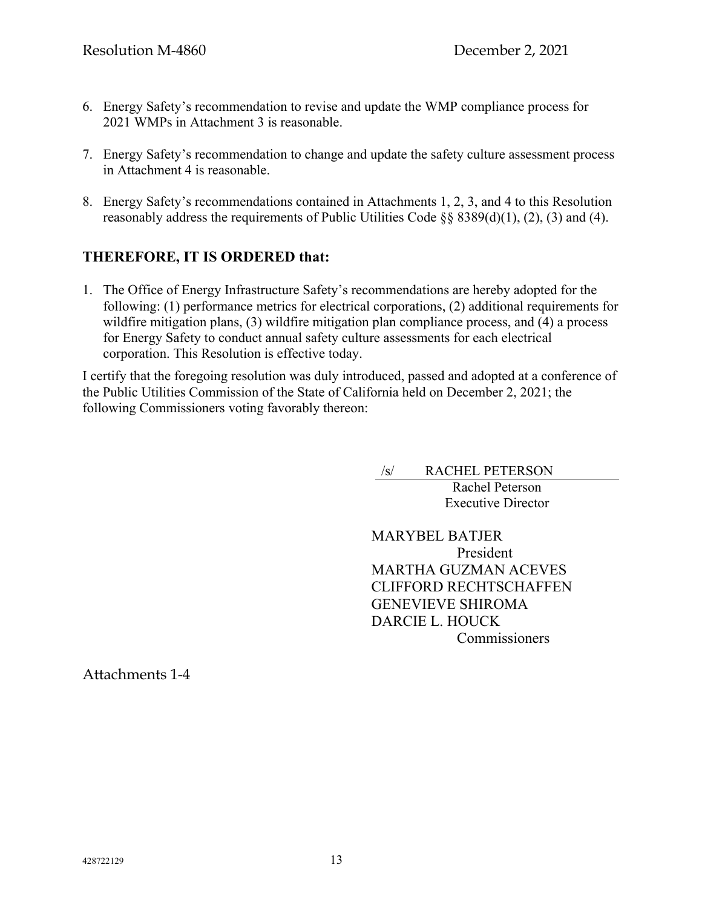6. Energy Safety's recommendation to revise and update the WMP compliance process for 2021 WMPs in Attachment 3 is reasonable.

7. Energy Safety's recommendation to change and update the safety culture assessment process in Attachment 4 is reasonable.

8. Energy Safety's recommendations contained in Attachments 1, 2, 3, and 4 to this Resolution reasonably address the requirements of Public Utilities Code §§ 8389(d)(1), (2), (3) and (4).

## THEREFORE, IT IS ORDERED that:

1. The Office of Energy Infrastructure Safety's recommendations are hereby adopted for the following: (1) performance metrics for electrical corporations, (2) additional requirements for wildfire mitigation plans, (3) wildfire mitigation plan compliance process, and (4) a process for Energy Safety to conduct annual safety culture assessments for each electrical corporation. This Resolution is effective today.

I certify that the foregoing resolution was duly introduced, passed and adopted at a conference of the Public Utilities Commission of the State of California held on December 2, 2021; the following Commissioners voting favorably thereon:

/s/ RACHEL PETERSON
Rachel Peterson
Executive Director

MARYBEL BATJER
President
MARTHA GUZMAN ACEVES
CLIFFORD RECHTSCHAFFEN
GENEVIEVE SHIROMA
DARCIE L. HOUCK
Commissioners

Attachments 1-4

428722129